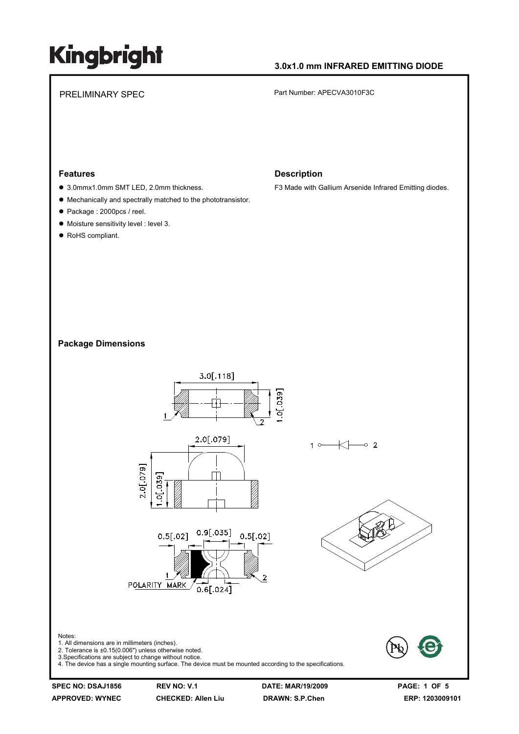# Kingbright

**3.0x1.0 mm INFRARED EMITTING DIODE**

PRELIMINARY SPEC

Part Number: APECVA3010F3C

## Features

- 3.0mmx1.0mm SMT LED, 2.0mm thickness.
- Mechanically and spectrally matched to the phototransistor.
- Package : 2000pcs / reel.
- Moisture sensitivity level : level 3.
- RoHS compliant.

## Description

F3 Made with Gallium Arsenide Infrared Emitting diodes.

## Package Dimensions

Notes:
1. All dimensions are in millimeters (inches).
2. Tolerance is ±0.15(0.006") unless otherwise noted.
3. Specifications are subject to change without notice.
4. The device has a single mounting surface. The device must be mounted according to the specifications.

| SPEC NO: DSAJ1856 | REV NO: V.1 | DATE: MAR/19/2009 | PAGE: 1 OF 5 |
|---|---|---|---|
| APPROVED: WYNEC | CHECKED: Allen Liu | DRAWN: S.P.Chen | ERP: 1203009101 |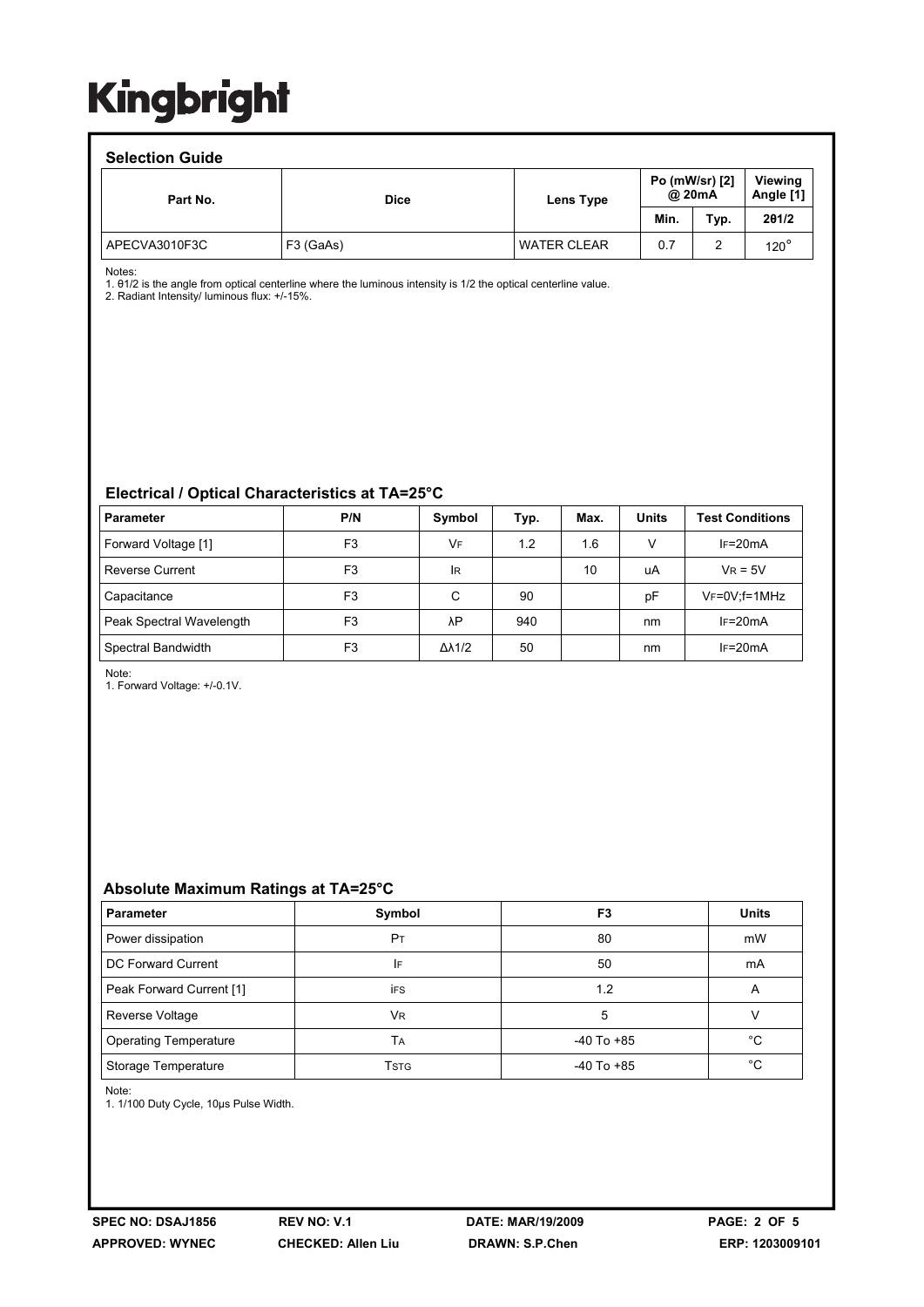# Kingbright

## Selection Guide

| Part No. | Dice | Lens Type | Po (mW/sr) [2] @ 20mA | | Viewing Angle [1] |
|---|---|---|---|---|---|
| | | | Min. | Typ. | 2θ1/2 |
| APECVA3010F3C | F3 (GaAs) | WATER CLEAR | 0.7 | 2 | 120° |

Notes:
1. θ1/2 is the angle from optical centerline where the luminous intensity is 1/2 the optical centerline value.
2. Radiant Intensity/ luminous flux: +/-15%.

## Electrical / Optical Characteristics at TA=25°C

| Parameter | P/N | Symbol | Typ. | Max. | Units | Test Conditions |
|---|---|---|---|---|---|---|
| Forward Voltage [1] | F3 | $V_F$ | 1.2 | 1.6 | V | $I_F$=20mA |
| Reverse Current | F3 | $I_R$ | | 10 | uA | $V_R$ = 5V |
| Capacitance | F3 | C | 90 | | pF | $V_F$=0V;f=1MHz |
| Peak Spectral Wavelength | F3 | λP | 940 | | nm | $I_F$=20mA |
| Spectral Bandwidth | F3 | Δλ1/2 | 50 | | nm | $I_F$=20mA |

Note:
1. Forward Voltage: +/-0.1V.

## Absolute Maximum Ratings at TA=25°C

| Parameter | Symbol | F3 | Units |
|---|---|---|---|
| Power dissipation | $P_T$ | 80 | mW |
| DC Forward Current | $I_F$ | 50 | mA |
| Peak Forward Current [1] | $i_{FS}$ | 1.2 | A |
| Reverse Voltage | $V_R$ | 5 | V |
| Operating Temperature | $T_A$ | -40 To +85 | °C |
| Storage Temperature | $T_{STG}$ | -40 To +85 | °C |

Note:
1. 1/100 Duty Cycle, 10µs Pulse Width.

SPEC NO: DSAJ1856 REV NO: V.1 DATE: MAR/19/2009
APPROVED: WYNEC CHECKED: Allen Liu DRAWN: S.P.Chen ERP: 1203009101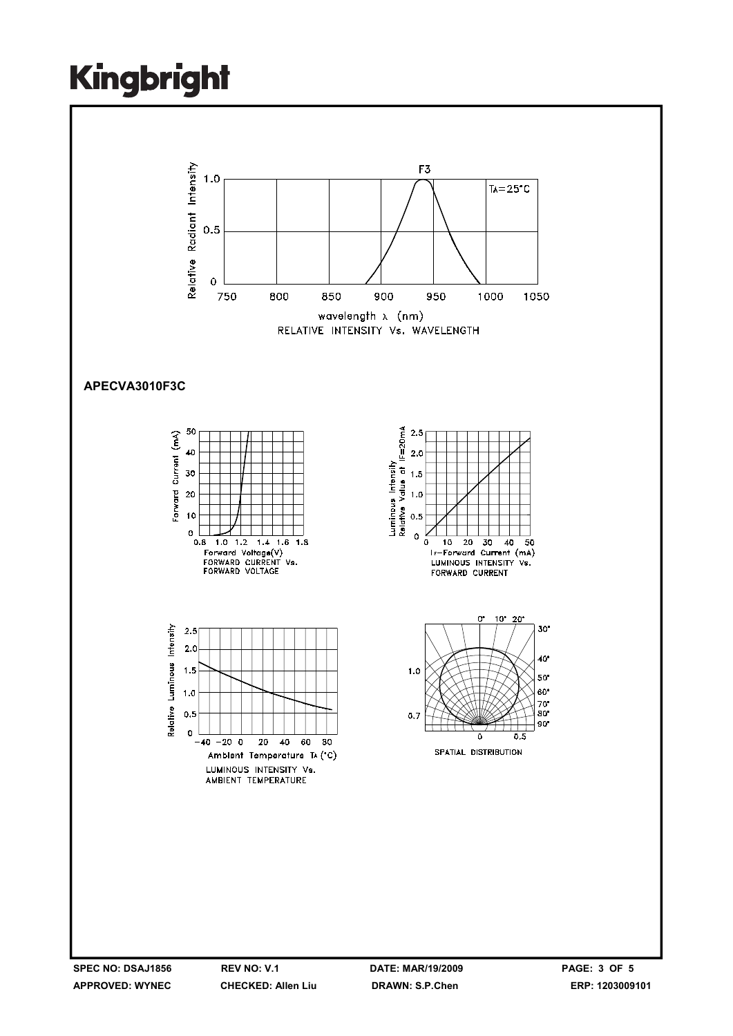F3

$T_A=25°C$

Relative Radiant Intensity

wavelength λ (nm)

RELATIVE INTENSITY Vs. WAVELENGTH

**APECVA3010F3C**

Forward Current (mA)

Forward Voltage(V)

FORWARD CURRENT Vs. FORWARD VOLTAGE

Luminous Intensity Relative Value at IF=20mA

IF-Forward Current (mA)

LUMINOUS INTENSITY Vs. FORWARD CURRENT

Relative Luminous Intensity

Ambient Temperature $T_A$ (°C)

LUMINOUS INTENSITY Vs. AMBIENT TEMPERATURE

SPATIAL DISTRIBUTION

| SPEC NO: DSAJ1856 | REV NO: V.1 | DATE: MAR/19/2009 |
|---|---|---|
| APPROVED: WYNEC | CHECKED: Allen Liu | DRAWN: S.P.Chen |

ERP: 1203009101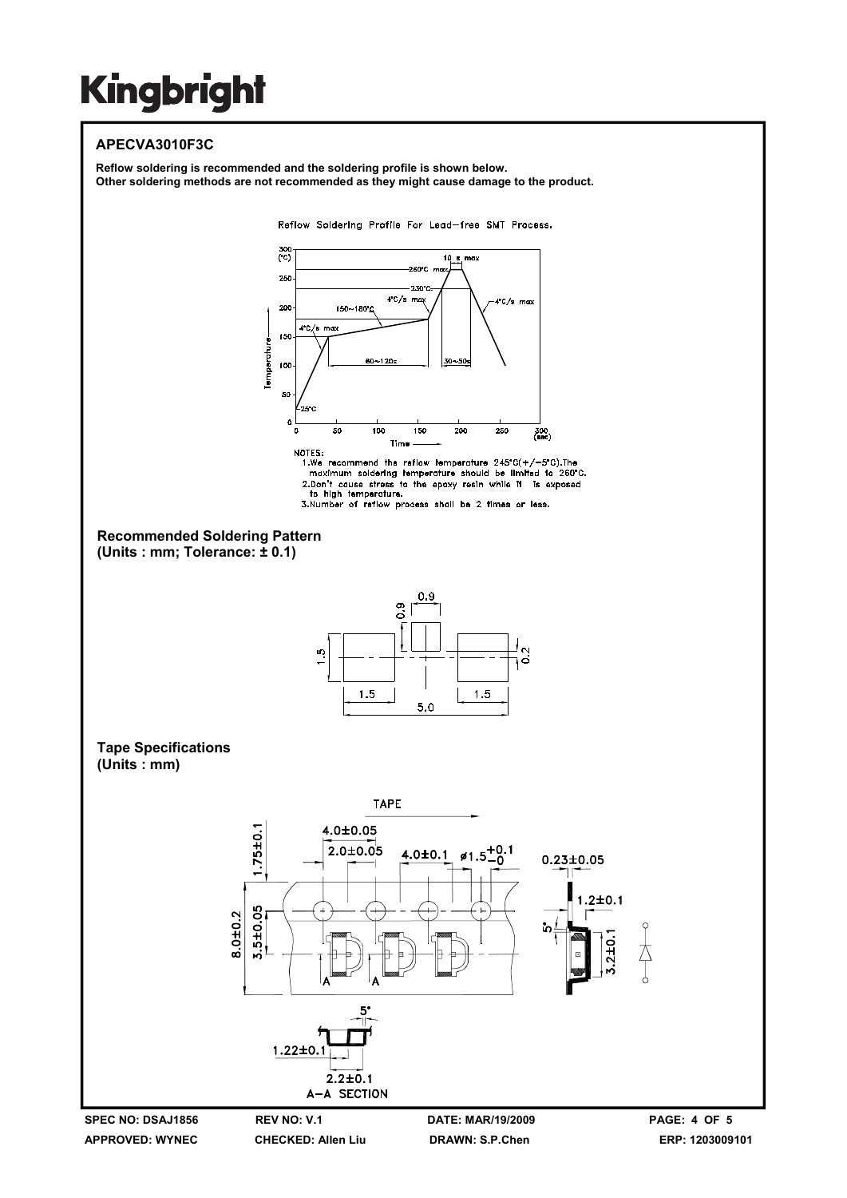# Kingbright

## APECVA3010F3C

**Reflow soldering is recommended and the soldering profile is shown below.**
**Other soldering methods are not recommended as they might cause damage to the product.**

Reflow Soldering Profile For Lead-free SMT Process.

NOTES:
1. We recommend the reflow temperature 245°C(+/-5°C).The maximum soldering temperature should be limited to 260°C.
2. Don't cause stress to the epoxy resin while it is exposed to high temperature.
3. Number of reflow process shall be 2 times or less.

### Recommended Soldering Pattern
**(Units : mm; Tolerance: ± 0.1)**

### Tape Specifications
**(Units : mm)**

| SPEC NO: DSAJ1856 | REV NO: V.1 | DATE: MAR/19/2009 | PAGE: 4 OF 5 |
| --- | --- | --- | --- |
| APPROVED: WYNEC | CHECKED: Allen Liu | DRAWN: S.P.Chen | ERP: 1203009101 |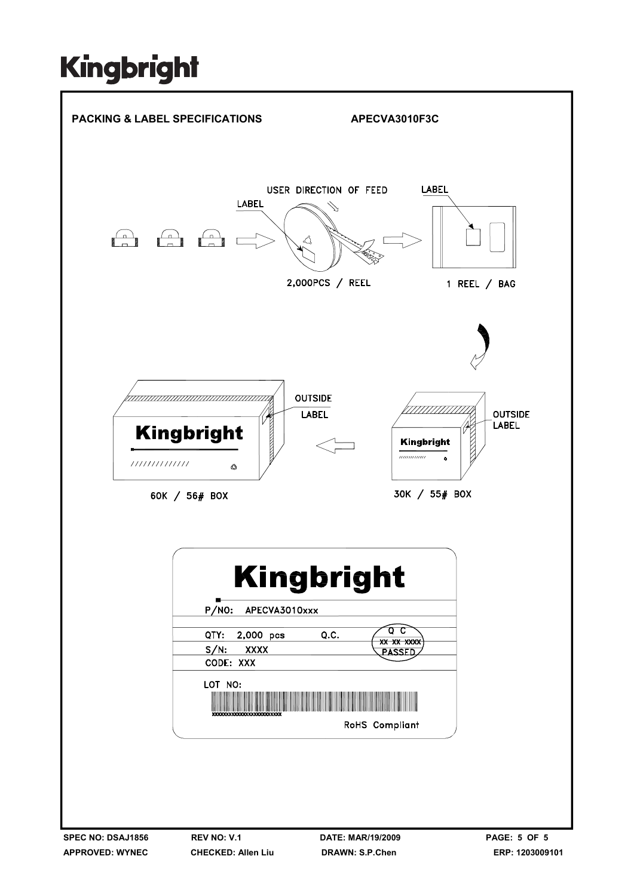**PACKING & LABEL SPECIFICATIONS** **APECVA3010F3C**

USER DIRECTION OF FEED

LABEL

LABEL

2,000PCS / REEL

1 REEL / BAG

OUTSIDE LABEL

OUTSIDE LABEL

Kingbright

Kingbright

60K / 56# BOX

30K / 55# BOX

Kingbright

P/NO: APECVA3010xxx

QTY: 2,000 pcs Q.C.

Q C
XX XX XXXX
PASSED

S/N: XXXX

CODE: XXX

LOT NO:

XXXXXXXXXXXXXXXXXXXXXXXXX

RoHS Compliant

SPEC NO: DSAJ1856 REV NO: V.1 DATE: MAR/19/2009
APPROVED: WYNEC CHECKED: Allen Liu DRAWN: S.P.Chen ERP: 1203009101